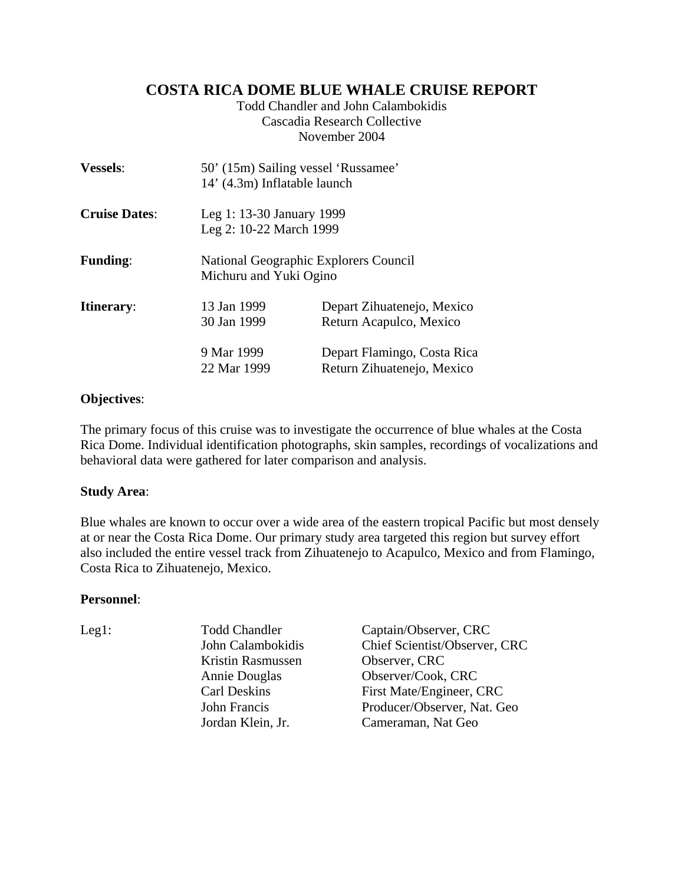# COSTA RICA DOME BLUE WHALE CRUISE REPORT

Todd Chandler and John Calambokidis
Cascadia Research Collective
November 2004

| | | |
|---|---|---|
| **Vessels**: | 50' (15m) Sailing vessel 'Russamee'<br>14' (4.3m) Inflatable launch | |
| **Cruise Dates**: | Leg 1: 13-30 January 1999<br>Leg 2: 10-22 March 1999 | |
| **Funding**: | National Geographic Explorers Council<br>Michuru and Yuki Ogino | |
| **Itinerary**: | 13 Jan 1999 | Depart Zihuatenejo, Mexico |
| | 30 Jan 1999 | Return Acapulco, Mexico |
| | 9 Mar 1999 | Depart Flamingo, Costa Rica |
| | 22 Mar 1999 | Return Zihuatenejo, Mexico |

**Objectives**:

The primary focus of this cruise was to investigate the occurrence of blue whales at the Costa Rica Dome. Individual identification photographs, skin samples, recordings of vocalizations and behavioral data were gathered for later comparison and analysis.

**Study Area**:

Blue whales are known to occur over a wide area of the eastern tropical Pacific but most densely at or near the Costa Rica Dome. Our primary study area targeted this region but survey effort also included the entire vessel track from Zihuatenejo to Acapulco, Mexico and from Flamingo, Costa Rica to Zihuatenejo, Mexico.

**Personnel**:

| | | |
|---|---|---|
| Leg1: | Todd Chandler | Captain/Observer, CRC |
| | John Calambokidis | Chief Scientist/Observer, CRC |
| | Kristin Rasmussen | Observer, CRC |
| | Annie Douglas | Observer/Cook, CRC |
| | Carl Deskins | First Mate/Engineer, CRC |
| | John Francis | Producer/Observer, Nat. Geo |
| | Jordan Klein, Jr. | Cameraman, Nat Geo |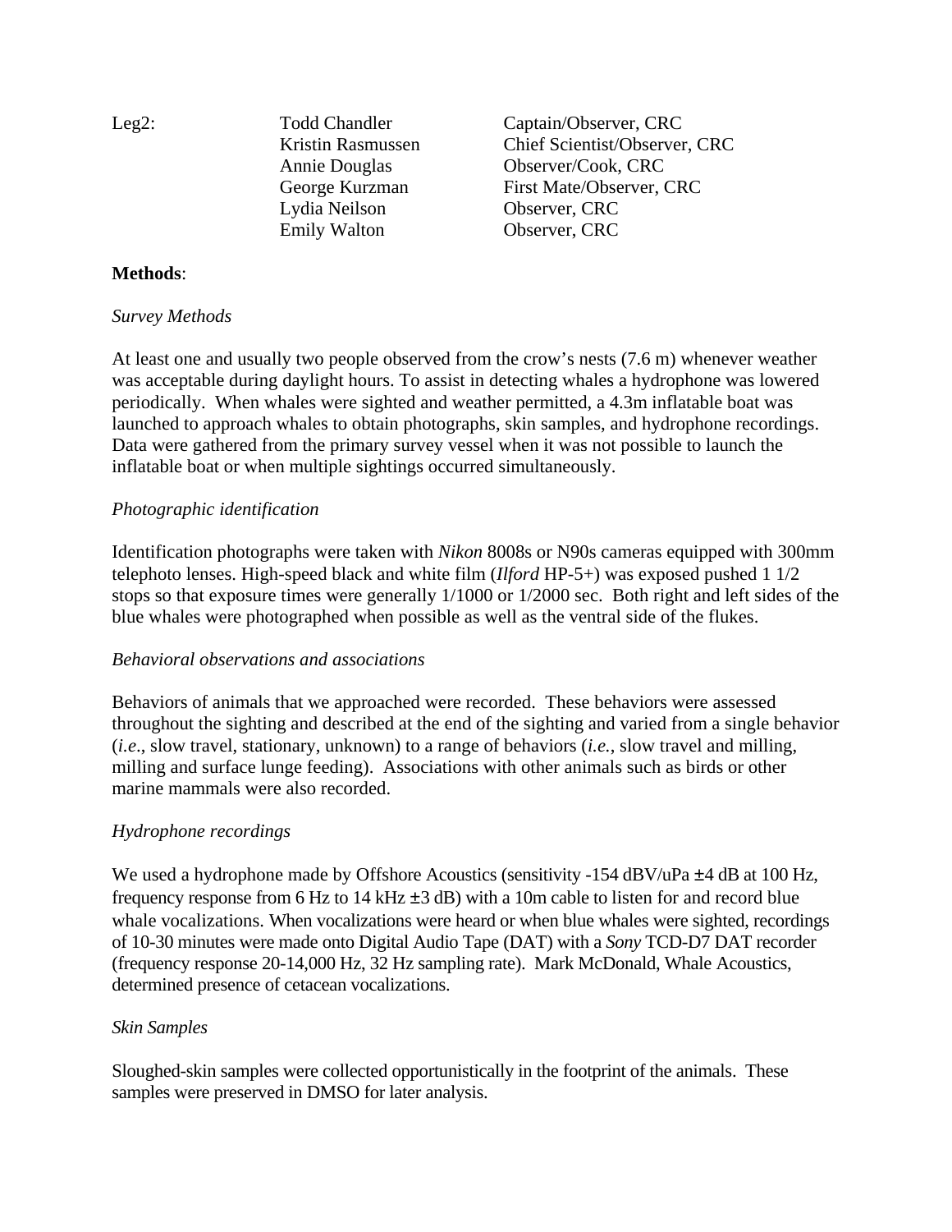| Leg2: | Todd Chandler | Captain/Observer, CRC |
| --- | --- | --- |
| | Kristin Rasmussen | Chief Scientist/Observer, CRC |
| | Annie Douglas | Observer/Cook, CRC |
| | George Kurzman | First Mate/Observer, CRC |
| | Lydia Neilson | Observer, CRC |
| | Emily Walton | Observer, CRC |

**Methods**:

*Survey Methods*

At least one and usually two people observed from the crow's nests (7.6 m) whenever weather was acceptable during daylight hours. To assist in detecting whales a hydrophone was lowered periodically. When whales were sighted and weather permitted, a 4.3m inflatable boat was launched to approach whales to obtain photographs, skin samples, and hydrophone recordings. Data were gathered from the primary survey vessel when it was not possible to launch the inflatable boat or when multiple sightings occurred simultaneously.

*Photographic identification*

Identification photographs were taken with *Nikon* 8008s or N90s cameras equipped with 300mm telephoto lenses. High-speed black and white film (*Ilford* HP-5+) was exposed pushed 1 1/2 stops so that exposure times were generally 1/1000 or 1/2000 sec. Both right and left sides of the blue whales were photographed when possible as well as the ventral side of the flukes.

*Behavioral observations and associations*

Behaviors of animals that we approached were recorded. These behaviors were assessed throughout the sighting and described at the end of the sighting and varied from a single behavior (*i.e*., slow travel, stationary, unknown) to a range of behaviors (*i.e.*, slow travel and milling, milling and surface lunge feeding). Associations with other animals such as birds or other marine mammals were also recorded.

*Hydrophone recordings*

We used a hydrophone made by Offshore Acoustics (sensitivity -154 dBV/uPa ± 4 dB at 100 Hz, frequency response from 6 Hz to 14 kHz ± 3 dB) with a 10m cable to listen for and record blue whale vocalizations. When vocalizations were heard or when blue whales were sighted, recordings of 10-30 minutes were made onto Digital Audio Tape (DAT) with a *Sony* TCD-D7 DAT recorder (frequency response 20-14,000 Hz, 32 Hz sampling rate). Mark McDonald, Whale Acoustics, determined presence of cetacean vocalizations.

*Skin Samples*

Sloughed-skin samples were collected opportunistically in the footprint of the animals. These samples were preserved in DMSO for later analysis.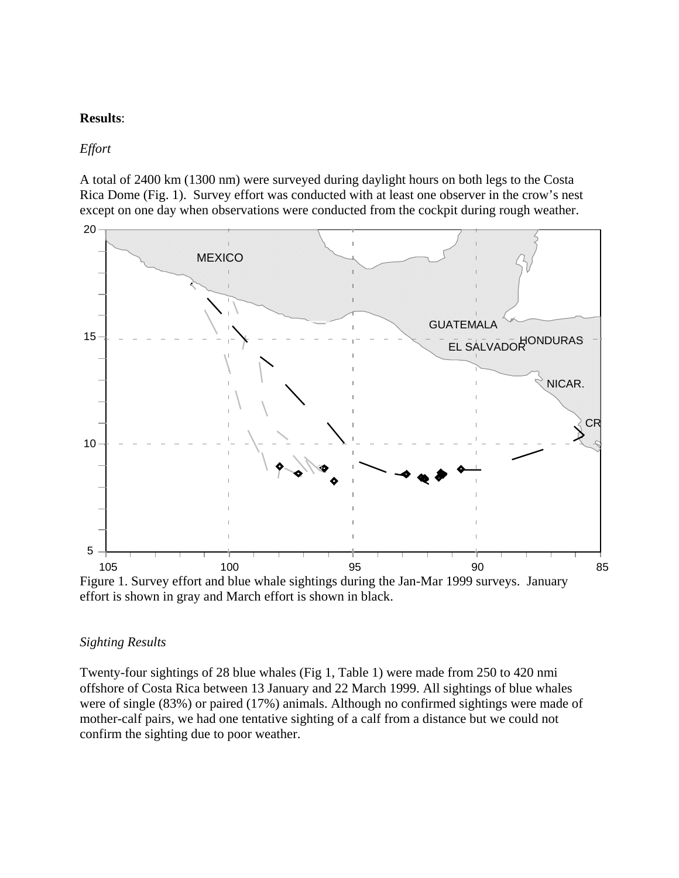**Results**:

*Effort*

A total of 2400 km (1300 nm) were surveyed during daylight hours on both legs to the Costa Rica Dome (Fig. 1). Survey effort was conducted with at least one observer in the crow's nest except on one day when observations were conducted from the cockpit during rough weather.

Figure 1. Survey effort and blue whale sightings during the Jan-Mar 1999 surveys. January effort is shown in gray and March effort is shown in black.

*Sighting Results*

Twenty-four sightings of 28 blue whales (Fig 1, Table 1) were made from 250 to 420 nmi offshore of Costa Rica between 13 January and 22 March 1999. All sightings of blue whales were of single (83%) or paired (17%) animals. Although no confirmed sightings were made of mother-calf pairs, we had one tentative sighting of a calf from a distance but we could not confirm the sighting due to poor weather.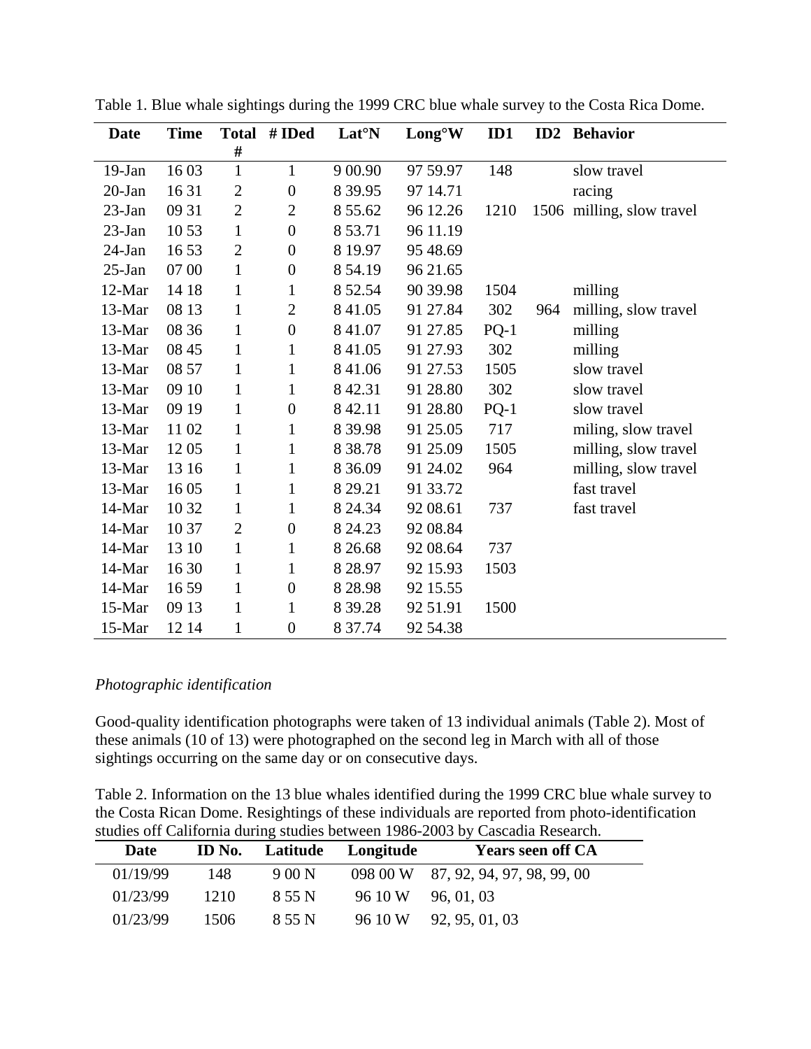Table 1. Blue whale sightings during the 1999 CRC blue whale survey to the Costa Rica Dome.

| Date | Time | Total # | # IDed | Lat°N | Long°W | ID1 | ID2 | Behavior |
|---|---|---|---|---|---|---|---|---|
| 19-Jan | 16 03 | 1 | 1 | 9 00.90 | 97 59.97 | 148 | | slow travel |
| 20-Jan | 16 31 | 2 | 0 | 8 39.95 | 97 14.71 | | | racing |
| 23-Jan | 09 31 | 2 | 2 | 8 55.62 | 96 12.26 | 1210 | 1506 | milling, slow travel |
| 23-Jan | 10 53 | 1 | 0 | 8 53.71 | 96 11.19 | | | |
| 24-Jan | 16 53 | 2 | 0 | 8 19.97 | 95 48.69 | | | |
| 25-Jan | 07 00 | 1 | 0 | 8 54.19 | 96 21.65 | | | |
| 12-Mar | 14 18 | 1 | 1 | 8 52.54 | 90 39.98 | 1504 | | milling |
| 13-Mar | 08 13 | 1 | 2 | 8 41.05 | 91 27.84 | 302 | 964 | milling, slow travel |
| 13-Mar | 08 36 | 1 | 0 | 8 41.07 | 91 27.85 | PQ-1 | | milling |
| 13-Mar | 08 45 | 1 | 1 | 8 41.05 | 91 27.93 | 302 | | milling |
| 13-Mar | 08 57 | 1 | 1 | 8 41.06 | 91 27.53 | 1505 | | slow travel |
| 13-Mar | 09 10 | 1 | 1 | 8 42.31 | 91 28.80 | 302 | | slow travel |
| 13-Mar | 09 19 | 1 | 0 | 8 42.11 | 91 28.80 | PQ-1 | | slow travel |
| 13-Mar | 11 02 | 1 | 1 | 8 39.98 | 91 25.05 | 717 | | miling, slow travel |
| 13-Mar | 12 05 | 1 | 1 | 8 38.78 | 91 25.09 | 1505 | | milling, slow travel |
| 13-Mar | 13 16 | 1 | 1 | 8 36.09 | 91 24.02 | 964 | | milling, slow travel |
| 13-Mar | 16 05 | 1 | 1 | 8 29.21 | 91 33.72 | | | fast travel |
| 14-Mar | 10 32 | 1 | 1 | 8 24.34 | 92 08.61 | 737 | | fast travel |
| 14-Mar | 10 37 | 2 | 0 | 8 24.23 | 92 08.84 | | | |
| 14-Mar | 13 10 | 1 | 1 | 8 26.68 | 92 08.64 | 737 | | |
| 14-Mar | 16 30 | 1 | 1 | 8 28.97 | 92 15.93 | 1503 | | |
| 14-Mar | 16 59 | 1 | 0 | 8 28.98 | 92 15.55 | | | |
| 15-Mar | 09 13 | 1 | 1 | 8 39.28 | 92 51.91 | 1500 | | |
| 15-Mar | 12 14 | 1 | 0 | 8 37.74 | 92 54.38 | | | |

*Photographic identification*

Good-quality identification photographs were taken of 13 individual animals (Table 2). Most of these animals (10 of 13) were photographed on the second leg in March with all of those sightings occurring on the same day or on consecutive days.

Table 2. Information on the 13 blue whales identified during the 1999 CRC blue whale survey to the Costa Rican Dome. Resightings of these individuals are reported from photo-identification studies off California during studies between 1986-2003 by Cascadia Research.

| Date | ID No. | Latitude | Longitude | Years seen off CA |
|---|---|---|---|---|
| 01/19/99 | 148 | 9 00 N | 098 00 W | 87, 92, 94, 97, 98, 99, 00 |
| 01/23/99 | 1210 | 8 55 N | 96 10 W | 96, 01, 03 |
| 01/23/99 | 1506 | 8 55 N | 96 10 W | 92, 95, 01, 03 |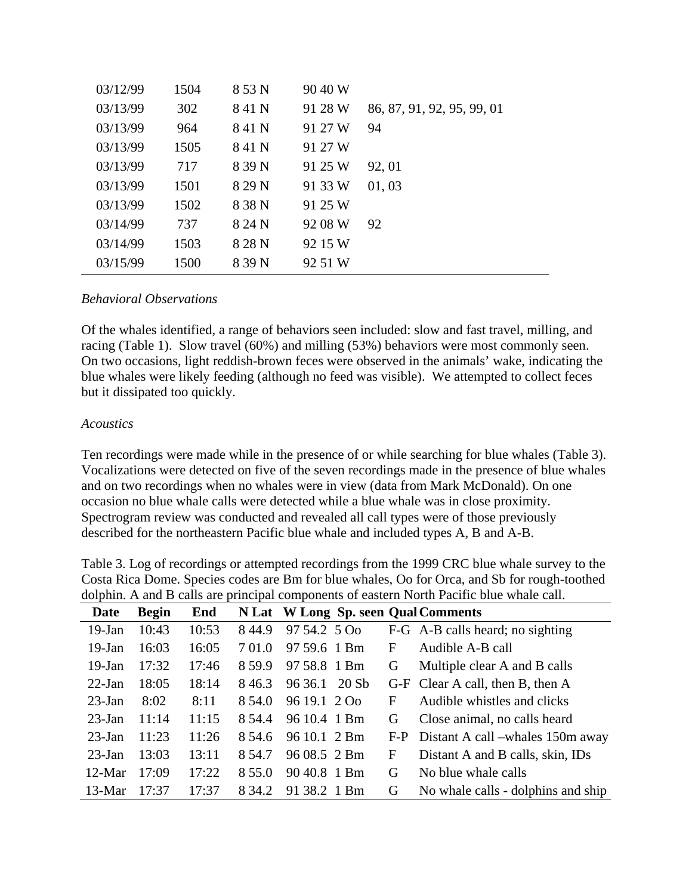| | | | | |
|---|---|---|---|---|
| 03/12/99 | 1504 | 8 53 N | 90 40 W | |
| 03/13/99 | 302 | 8 41 N | 91 28 W | 86, 87, 91, 92, 95, 99, 01 |
| 03/13/99 | 964 | 8 41 N | 91 27 W | 94 |
| 03/13/99 | 1505 | 8 41 N | 91 27 W | |
| 03/13/99 | 717 | 8 39 N | 91 25 W | 92, 01 |
| 03/13/99 | 1501 | 8 29 N | 91 33 W | 01, 03 |
| 03/13/99 | 1502 | 8 38 N | 91 25 W | |
| 03/14/99 | 737 | 8 24 N | 92 08 W | 92 |
| 03/14/99 | 1503 | 8 28 N | 92 15 W | |
| 03/15/99 | 1500 | 8 39 N | 92 51 W | |

*Behavioral Observations*

Of the whales identified, a range of behaviors seen included: slow and fast travel, milling, and racing (Table 1). Slow travel (60%) and milling (53%) behaviors were most commonly seen. On two occasions, light reddish-brown feces were observed in the animals' wake, indicating the blue whales were likely feeding (although no feed was visible). We attempted to collect feces but it dissipated too quickly.

*Acoustics*

Ten recordings were made while in the presence of or while searching for blue whales (Table 3). Vocalizations were detected on five of the seven recordings made in the presence of blue whales and on two recordings when no whales were in view (data from Mark McDonald). On one occasion no blue whale calls were detected while a blue whale was in close proximity. Spectrogram review was conducted and revealed all call types were of those previously described for the northeastern Pacific blue whale and included types A, B and A-B.

Table 3. Log of recordings or attempted recordings from the 1999 CRC blue whale survey to the Costa Rica Dome. Species codes are Bm for blue whales, Oo for Orca, and Sb for rough-toothed dolphin. A and B calls are principal components of eastern North Pacific blue whale call.

| Date | Begin | End | N Lat | W Long | Sp. seen | Qual | Comments |
|---|---|---|---|---|---|---|---|
| 19-Jan | 10:43 | 10:53 | 8 44.9 | 97 54.2 | 5 Oo | F-G | A-B calls heard; no sighting |
| 19-Jan | 16:03 | 16:05 | 7 01.0 | 97 59.6 | 1 Bm | F | Audible A-B call |
| 19-Jan | 17:32 | 17:46 | 8 59.9 | 97 58.8 | 1 Bm | G | Multiple clear A and B calls |
| 22-Jan | 18:05 | 18:14 | 8 46.3 | 96 36.1 | 20 Sb | G-F | Clear A call, then B, then A |
| 23-Jan | 8:02 | 8:11 | 8 54.0 | 96 19.1 | 2 Oo | F | Audible whistles and clicks |
| 23-Jan | 11:14 | 11:15 | 8 54.4 | 96 10.4 | 1 Bm | G | Close animal, no calls heard |
| 23-Jan | 11:23 | 11:26 | 8 54.6 | 96 10.1 | 2 Bm | F-P | Distant A call –whales 150m away |
| 23-Jan | 13:03 | 13:11 | 8 54.7 | 96 08.5 | 2 Bm | F | Distant A and B calls, skin, IDs |
| 12-Mar | 17:09 | 17:22 | 8 55.0 | 90 40.8 | 1 Bm | G | No blue whale calls |
| 13-Mar | 17:37 | 17:37 | 8 34.2 | 91 38.2 | 1 Bm | G | No whale calls - dolphins and ship |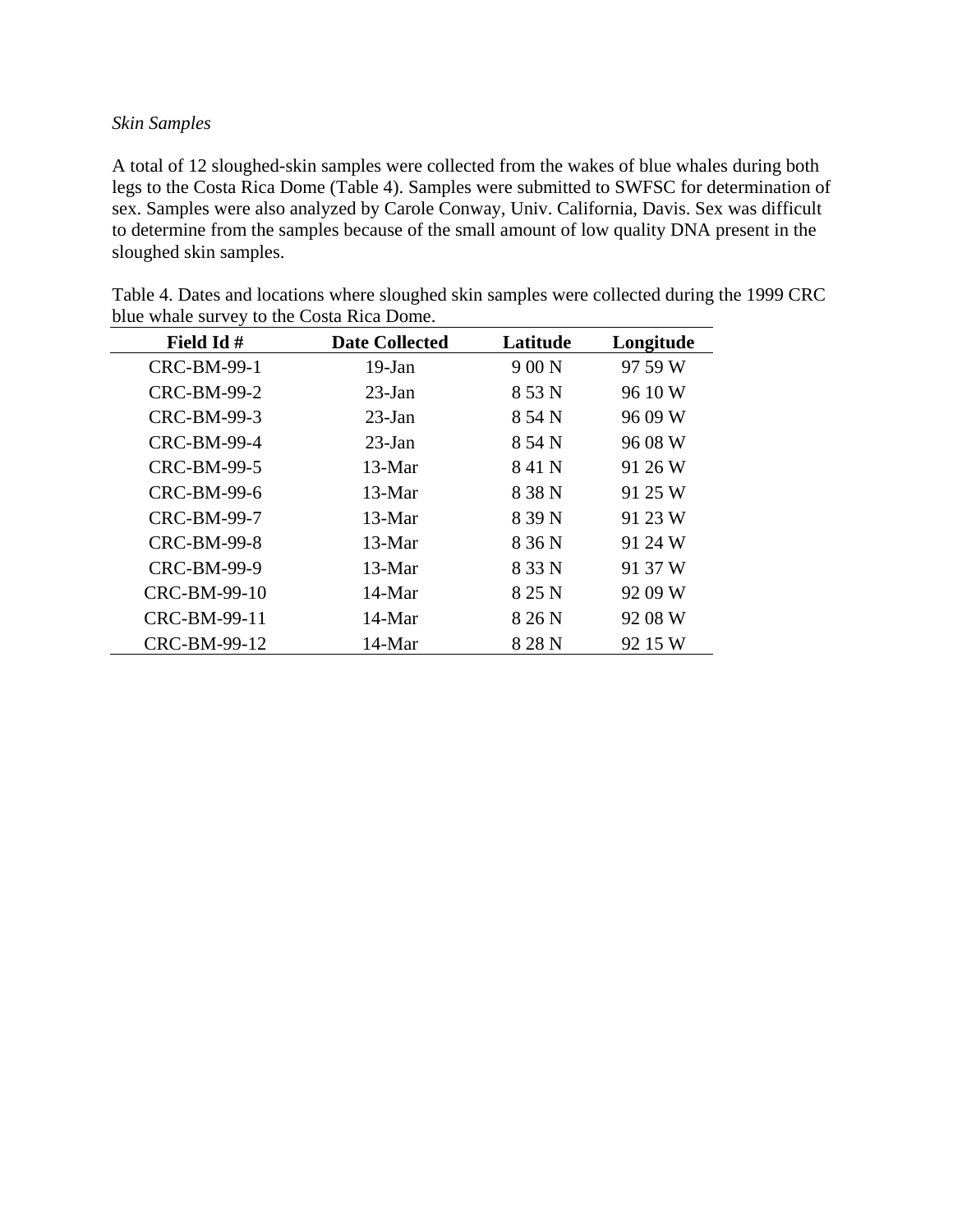*Skin Samples*

A total of 12 sloughed-skin samples were collected from the wakes of blue whales during both legs to the Costa Rica Dome (Table 4). Samples were submitted to SWFSC for determination of sex. Samples were also analyzed by Carole Conway, Univ. California, Davis. Sex was difficult to determine from the samples because of the small amount of low quality DNA present in the sloughed skin samples.

Table 4. Dates and locations where sloughed skin samples were collected during the 1999 CRC blue whale survey to the Costa Rica Dome.

| Field Id # | Date Collected | Latitude | Longitude |
|---|---|---|---|
| CRC-BM-99-1 | 19-Jan | 9 00 N | 97 59 W |
| CRC-BM-99-2 | 23-Jan | 8 53 N | 96 10 W |
| CRC-BM-99-3 | 23-Jan | 8 54 N | 96 09 W |
| CRC-BM-99-4 | 23-Jan | 8 54 N | 96 08 W |
| CRC-BM-99-5 | 13-Mar | 8 41 N | 91 26 W |
| CRC-BM-99-6 | 13-Mar | 8 38 N | 91 25 W |
| CRC-BM-99-7 | 13-Mar | 8 39 N | 91 23 W |
| CRC-BM-99-8 | 13-Mar | 8 36 N | 91 24 W |
| CRC-BM-99-9 | 13-Mar | 8 33 N | 91 37 W |
| CRC-BM-99-10 | 14-Mar | 8 25 N | 92 09 W |
| CRC-BM-99-11 | 14-Mar | 8 26 N | 92 08 W |
| CRC-BM-99-12 | 14-Mar | 8 28 N | 92 15 W |